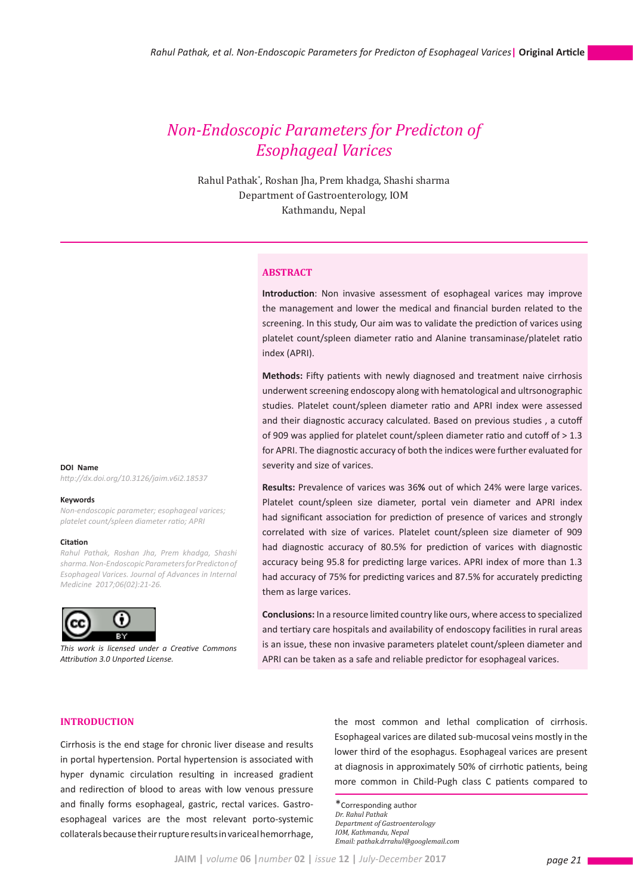# Non-Endoscopic Parameters for Predicton of Esophageal Varices

Rahul Pathak*, Roshan Jha, Prem khadga, Shashi sharma
Department of Gastroenterology, IOM
Kathmandu, Nepal

## ABSTRACT

**Introduction**: Non invasive assessment of esophageal varices may improve the management and lower the medical and financial burden related to the screening. In this study, Our aim was to validate the prediction of varices using platelet count/spleen diameter ratio and Alanine transaminase/platelet ratio index (APRI).

**Methods:** Fifty patients with newly diagnosed and treatment naive cirrhosis underwent screening endoscopy along with hematological and ultrsonographic studies. Platelet count/spleen diameter ratio and APRI index were assessed and their diagnostic accuracy calculated. Based on previous studies , a cutoff of 909 was applied for platelet count/spleen diameter ratio and cutoff of > 1.3 for APRI. The diagnostic accuracy of both the indices were further evaluated for severity and size of varices.

**Results:** Prevalence of varices was 36**%** out of which 24% were large varices. Platelet count/spleen size diameter, portal vein diameter and APRI index had significant association for prediction of presence of varices and strongly correlated with size of varices. Platelet count/spleen size diameter of 909 had diagnostic accuracy of 80.5% for prediction of varices with diagnostic accuracy being 95.8 for predicting large varices. APRI index of more than 1.3 had accuracy of 75% for predicting varices and 87.5% for accurately predicting them as large varices.

**Conclusions:** In a resource limited country like ours, where access to specialized and tertiary care hospitals and availability of endoscopy facilities in rural areas is an issue, these non invasive parameters platelet count/spleen diameter and APRI can be taken as a safe and reliable predictor for esophageal varices.

**DOI Name**
*http://dx.doi.org/10.3126/jaim.v6i2.18537*

**Keywords**
*Non-endoscopic parameter; esophageal varices; platelet count/spleen diameter ratio; APRI*

**Citation**
*Rahul Pathak, Roshan Jha, Prem khadga, Shashi sharma. Non-Endoscopic Parameters for Predicton of Esophageal Varices. Journal of Advances in Internal Medicine 2017;06(02):21-26.*

*This work is licensed under a Creative Commons Attribution 3.0 Unported License.*

## INTRODUCTION

Cirrhosis is the end stage for chronic liver disease and results in portal hypertension. Portal hypertension is associated with hyper dynamic circulation resulting in increased gradient and redirection of blood to areas with low venous pressure and finally forms esophageal, gastric, rectal varices. Gastro-esophageal varices are the most relevant porto-systemic collaterals because their rupture results in variceal hemorrhage, the most common and lethal complication of cirrhosis. Esophageal varices are dilated sub-mucosal veins mostly in the lower third of the esophagus. Esophageal varices are present at diagnosis in approximately 50% of cirrhotic patients, being more common in Child-Pugh class C patients compared to

*Corresponding author
*Dr. Rahul Pathak*
*Department of Gastroenterology*
*IOM, Kathmandu, Nepal*
*Email: pathak.drrahul@googlemail.com*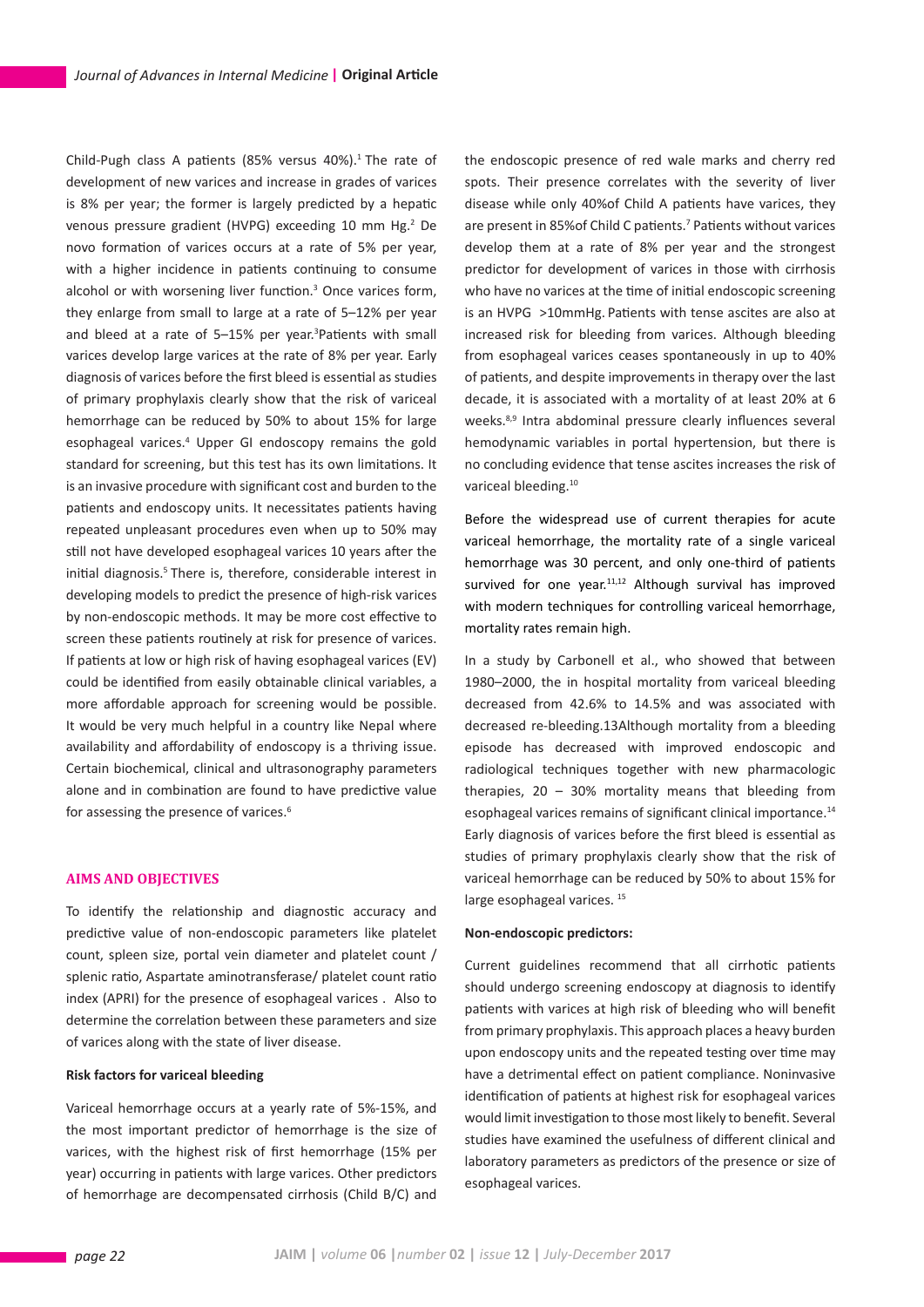Child-Pugh class A patients (85% versus 40%).[1] The rate of development of new varices and increase in grades of varices is 8% per year; the former is largely predicted by a hepatic venous pressure gradient (HVPG) exceeding 10 mm Hg.[2] De novo formation of varices occurs at a rate of 5% per year, with a higher incidence in patients continuing to consume alcohol or with worsening liver function.[3] Once varices form, they enlarge from small to large at a rate of 5–12% per year and bleed at a rate of 5–15% per year.[3]Patients with small varices develop large varices at the rate of 8% per year. Early diagnosis of varices before the first bleed is essential as studies of primary prophylaxis clearly show that the risk of variceal hemorrhage can be reduced by 50% to about 15% for large esophageal varices.[4] Upper GI endoscopy remains the gold standard for screening, but this test has its own limitations. It is an invasive procedure with significant cost and burden to the patients and endoscopy units. It necessitates patients having repeated unpleasant procedures even when up to 50% may still not have developed esophageal varices 10 years after the initial diagnosis.[5] There is, therefore, considerable interest in developing models to predict the presence of high-risk varices by non-endoscopic methods. It may be more cost effective to screen these patients routinely at risk for presence of varices. If patients at low or high risk of having esophageal varices (EV) could be identified from easily obtainable clinical variables, a more affordable approach for screening would be possible. It would be very much helpful in a country like Nepal where availability and affordability of endoscopy is a thriving issue. Certain biochemical, clinical and ultrasonography parameters alone and in combination are found to have predictive value for assessing the presence of varices.[6]

## AIMS AND OBJECTIVES

To identify the relationship and diagnostic accuracy and predictive value of non-endoscopic parameters like platelet count, spleen size, portal vein diameter and platelet count / splenic ratio, Aspartate aminotransferase/ platelet count ratio index (APRI) for the presence of esophageal varices . Also to determine the correlation between these parameters and size of varices along with the state of liver disease.

**Risk factors for variceal bleeding**

Variceal hemorrhage occurs at a yearly rate of 5%-15%, and the most important predictor of hemorrhage is the size of varices, with the highest risk of first hemorrhage (15% per year) occurring in patients with large varices. Other predictors of hemorrhage are decompensated cirrhosis (Child B/C) and the endoscopic presence of red wale marks and cherry red spots. Their presence correlates with the severity of liver disease while only 40%of Child A patients have varices, they are present in 85%of Child C patients.[7] Patients without varices develop them at a rate of 8% per year and the strongest predictor for development of varices in those with cirrhosis who have no varices at the time of initial endoscopic screening is an HVPG >10mmHg. Patients with tense ascites are also at increased risk for bleeding from varices. Although bleeding from esophageal varices ceases spontaneously in up to 40% of patients, and despite improvements in therapy over the last decade, it is associated with a mortality of at least 20% at 6 weeks.[8,9] Intra abdominal pressure clearly influences several hemodynamic variables in portal hypertension, but there is no concluding evidence that tense ascites increases the risk of variceal bleeding.[10]

Before the widespread use of current therapies for acute variceal hemorrhage, the mortality rate of a single variceal hemorrhage was 30 percent, and only one-third of patients survived for one year.[11,12] Although survival has improved with modern techniques for controlling variceal hemorrhage, mortality rates remain high.

In a study by Carbonell et al., who showed that between 1980–2000, the in hospital mortality from variceal bleeding decreased from 42.6% to 14.5% and was associated with decreased re-bleeding.13Although mortality from a bleeding episode has decreased with improved endoscopic and radiological techniques together with new pharmacologic therapies, 20 – 30% mortality means that bleeding from esophageal varices remains of significant clinical importance.[14] Early diagnosis of varices before the first bleed is essential as studies of primary prophylaxis clearly show that the risk of variceal hemorrhage can be reduced by 50% to about 15% for large esophageal varices. [15]

**Non-endoscopic predictors:**

Current guidelines recommend that all cirrhotic patients should undergo screening endoscopy at diagnosis to identify patients with varices at high risk of bleeding who will benefit from primary prophylaxis. This approach places a heavy burden upon endoscopy units and the repeated testing over time may have a detrimental effect on patient compliance. Noninvasive identification of patients at highest risk for esophageal varices would limit investigation to those most likely to benefit. Several studies have examined the usefulness of different clinical and laboratory parameters as predictors of the presence or size of esophageal varices.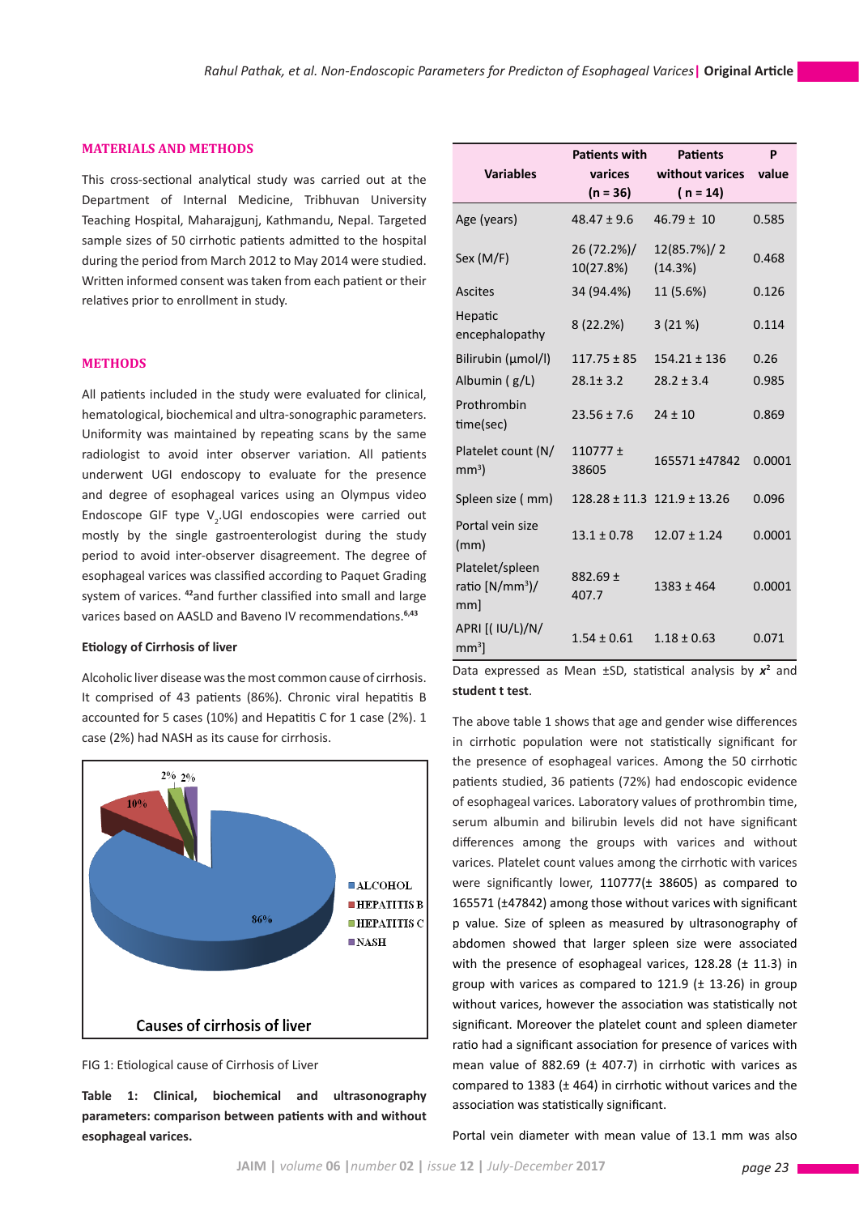## MATERIALS AND METHODS

This cross-sectional analytical study was carried out at the Department of Internal Medicine, Tribhuvan University Teaching Hospital, Maharajgunj, Kathmandu, Nepal. Targeted sample sizes of 50 cirrhotic patients admitted to the hospital during the period from March 2012 to May 2014 were studied. Written informed consent was taken from each patient or their relatives prior to enrollment in study.

## METHODS

All patients included in the study were evaluated for clinical, hematological, biochemical and ultra-sonographic parameters. Uniformity was maintained by repeating scans by the same radiologist to avoid inter observer variation. All patients underwent UGI endoscopy to evaluate for the presence and degree of esophageal varices using an Olympus video Endoscope GIF type $V_2$.UGI endoscopies were carried out mostly by the single gastroenterologist during the study period to avoid inter-observer disagreement. The degree of esophageal varices was classified according to Paquet Grading system of varices. [42]and further classified into small and large varices based on AASLD and Baveno IV recommendations.[6,43]

### Etiology of Cirrhosis of liver

Alcoholic liver disease was the most common cause of cirrhosis. It comprised of 43 patients (86%). Chronic viral hepatitis B accounted for 5 cases (10%) and Hepatitis C for 1 case (2%). 1 case (2%) had NASH as its cause for cirrhosis.

FIG 1: Etiological cause of Cirrhosis of Liver

**Table 1: Clinical, biochemical and ultrasonography parameters: comparison between patients with and without esophageal varices.**

| Variables | Patients with varices (n = 36) | Patients without varices ( n = 14) | P value |
|---|---|---|---|
| Age (years) | 48.47 ± 9.6 | 46.79 ± 10 | 0.585 |
| Sex (M/F) | 26 (72.2%)/ 10(27.8%) | 12(85.7%)/ 2 (14.3%) | 0.468 |
| Ascites | 34 (94.4%) | 11 (5.6%) | 0.126 |
| Hepatic encephalopathy | 8 (22.2%) | 3 (21 %) | 0.114 |
| Bilirubin (μmol/l) | 117.75 ± 85 | 154.21 ± 136 | 0.26 |
| Albumin ( g/L) | 28.1± 3.2 | 28.2 ± 3.4 | 0.985 |
| Prothrombin time(sec) | 23.56 ± 7.6 | 24 ± 10 | 0.869 |
| Platelet count (N/ $mm^3$) | 110777 ± 38605 | 165571 ±47842 | 0.0001 |
| Spleen size ( mm) | 128.28 ± 11.3 | 121.9 ± 13.26 | 0.096 |
| Portal vein size (mm) | 13.1 ± 0.78 | 12.07 ± 1.24 | 0.0001 |
| Platelet/spleen ratio [N/$mm^3$)/ mm] | 882.69 ± 407.7 | 1383 ± 464 | 0.0001 |
| APRI [( IU/L)/N/ $mm^3$] | 1.54 ± 0.61 | 1.18 ± 0.63 | 0.071 |

Data expressed as Mean ±SD, statistical analysis by $x^2$ and **student t test**.

The above table 1 shows that age and gender wise differences in cirrhotic population were not statistically significant for the presence of esophageal varices. Among the 50 cirrhotic patients studied, 36 patients (72%) had endoscopic evidence of esophageal varices. Laboratory values of prothrombin time, serum albumin and bilirubin levels did not have significant differences among the groups with varices and without varices. Platelet count values among the cirrhotic with varices were significantly lower, 110777(± 38605) as compared to 165571 (±47842) among those without varices with significant p value. Size of spleen as measured by ultrasonography of abdomen showed that larger spleen size were associated with the presence of esophageal varices, 128.28 (± 11.3) in group with varices as compared to 121.9 (± 13.26) in group without varices, however the association was statistically not significant. Moreover the platelet count and spleen diameter ratio had a significant association for presence of varices with mean value of 882.69 (± 407.7) in cirrhotic with varices as compared to 1383 (± 464) in cirrhotic without varices and the association was statistically significant.

Portal vein diameter with mean value of 13.1 mm was also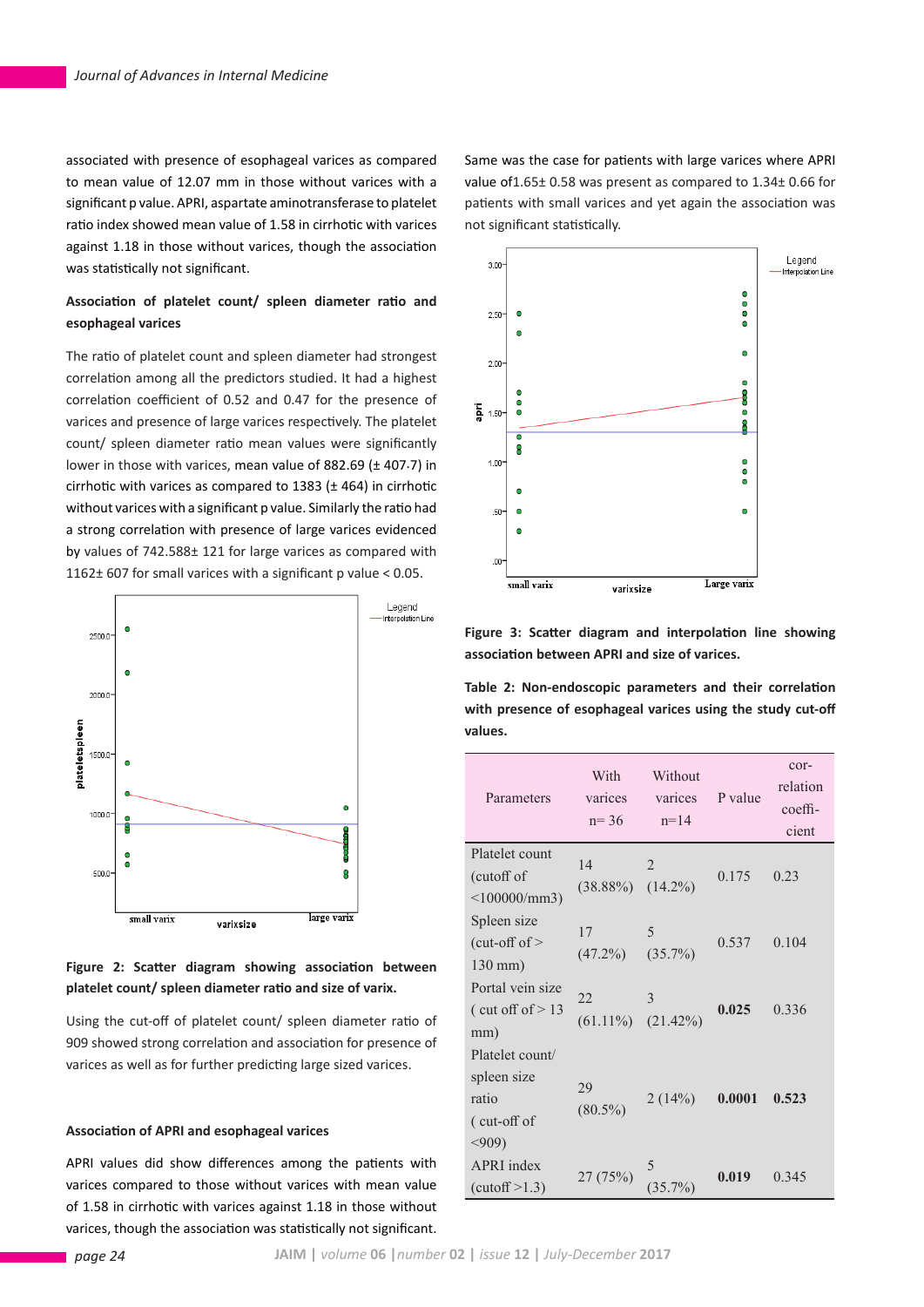associated with presence of esophageal varices as compared to mean value of 12.07 mm in those without varices with a significant p value. APRI, aspartate aminotransferase to platelet ratio index showed mean value of 1.58 in cirrhotic with varices against 1.18 in those without varices, though the association was statistically not significant.

**Association of platelet count/ spleen diameter ratio and esophageal varices**

The ratio of platelet count and spleen diameter had strongest correlation among all the predictors studied. It had a highest correlation coefficient of 0.52 and 0.47 for the presence of varices and presence of large varices respectively. The platelet count/ spleen diameter ratio mean values were significantly lower in those with varices, mean value of 882.69 (± 407·7) in cirrhotic with varices as compared to 1383 (± 464) in cirrhotic without varices with a significant p value. Similarly the ratio had a strong correlation with presence of large varices evidenced by values of 742.588± 121 for large varices as compared with 1162± 607 for small varices with a significant p value < 0.05.

**Figure 2: Scatter diagram showing association between platelet count/ spleen diameter ratio and size of varix.**

Using the cut-off of platelet count/ spleen diameter ratio of 909 showed strong correlation and association for presence of varices as well as for further predicting large sized varices.

**Association of APRI and esophageal varices**

APRI values did show differences among the patients with varices compared to those without varices with mean value of 1.58 in cirrhotic with varices against 1.18 in those without varices, though the association was statistically not significant. Same was the case for patients with large varices where APRI value of1.65± 0.58 was present as compared to 1.34± 0.66 for patients with small varices and yet again the association was not significant statistically.

**Figure 3: Scatter diagram and interpolation line showing association between APRI and size of varices.**

**Table 2: Non-endoscopic parameters and their correlation with presence of esophageal varices using the study cut-off values.**

| Parameters | With varices n= 36 | Without varices n=14 | P value | correlation coefficient |
|---|---|---|---|---|
| Platelet count (cutoff of <100000/mm3) | 14 (38.88%) | 2 (14.2%) | 0.175 | 0.23 |
| Spleen size (cut-off of > 130 mm) | 17 (47.2%) | 5 (35.7%) | 0.537 | 0.104 |
| Portal vein size ( cut off of > 13 mm) | 22 (61.11%) | 3 (21.42%) | **0.025** | 0.336 |
| Platelet count/ spleen size ratio ( cut-off of <909) | 29 (80.5%) | 2 (14%) | **0.0001** | **0.523** |
| APRI index (cutoff >1.3) | 27 (75%) | 5 (35.7%) | **0.019** | 0.345 |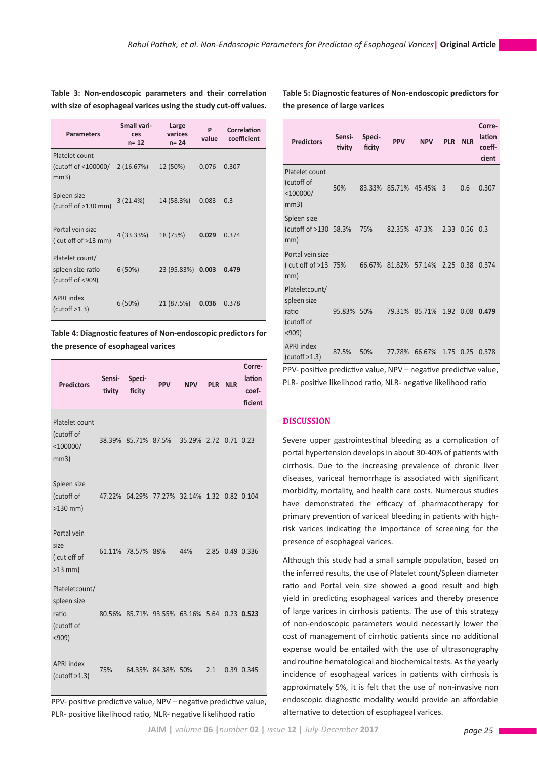**Table 3: Non-endoscopic parameters and their correlation with size of esophageal varices using the study cut-off values.**

| Parameters | Small varices n= 12 | Large varices n= 24 | P value | Correlation coefficient |
|---|---|---|---|---|
| Platelet count (cutoff of <100000/ mm3) | 2 (16.67%) | 12 (50%) | 0.076 | 0.307 |
| Spleen size (cutoff of >130 mm) | 3 (21.4%) | 14 (58.3%) | 0.083 | 0.3 |
| Portal vein size ( cut off of >13 mm) | 4 (33.33%) | 18 (75%) | **0.029** | 0.374 |
| Platelet count/ spleen size ratio (cutoff of <909) | 6 (50%) | 23 (95.83%) | **0.003** | **0.479** |
| APRI index (cutoff >1.3) | 6 (50%) | 21 (87.5%) | **0.036** | 0.378 |

**Table 4: Diagnostic features of Non-endoscopic predictors for the presence of esophageal varices**

| Predictors | Sensitivity | Specificity | PPV | NPV | PLR | NLR | Correlation coefficient |
|---|---|---|---|---|---|---|---|
| Platelet count (cutoff of <100000/ mm3) | 38.39% | 85.71% | 87.5% | 35.29% | 2.72 | 0.71 | 0.23 |
| Spleen size (cutoff of >130 mm) | 47.22% | 64.29% | 77.27% | 32.14% | 1.32 | 0.82 | 0.104 |
| Portal vein size ( cut off of >13 mm) | 61.11% | 78.57% | 88% | 44% | 2.85 | 0.49 | 0.336 |
| Plateletcount/ spleen size ratio (cutoff of <909) | 80.56% | 85.71% | 93.55% | 63.16% | 5.64 | 0.23 | **0.523** |
| APRI index (cutoff >1.3) | 75% | 64.35% | 84.38% | 50% | 2.1 | 0.39 | 0.345 |

PPV- positive predictive value, NPV – negative predictive value, PLR- positive likelihood ratio, NLR- negative likelihood ratio

**Table 5: Diagnostic features of Non-endoscopic predictors for the presence of large varices**

| Predictors | Sensitivity | Specificity | PPV | NPV | PLR | NLR | Correlation coefficient |
|---|---|---|---|---|---|---|---|
| Platelet count (cutoff of <100000/ mm3) | 50% | 83.33% | 85.71% | 45.45% | 3 | 0.6 | 0.307 |
| Spleen size (cutoff of >130 mm) | 58.3% | 75% | 82.35% | 47.3% | 2.33 | 0.56 | 0.3 |
| Portal vein size ( cut off of >13 mm) | 75% | 66.67% | 81.82% | 57.14% | 2.25 | 0.38 | 0.374 |
| Plateletcount/ spleen size ratio (cutoff of <909) | 95.83% | 50% | 79.31% | 85.71% | 1.92 | 0.08 | **0.479** |
| APRI index (cutoff >1.3) | 87.5% | 50% | 77.78% | 66.67% | 1.75 | 0.25 | 0.378 |

PPV- positive predictive value, NPV – negative predictive value, PLR- positive likelihood ratio, NLR- negative likelihood ratio

## DISCUSSION

Severe upper gastrointestinal bleeding as a complication of portal hypertension develops in about 30-40% of patients with cirrhosis. Due to the increasing prevalence of chronic liver diseases, variceal hemorrhage is associated with significant morbidity, mortality, and health care costs. Numerous studies have demonstrated the efficacy of pharmacotherapy for primary prevention of variceal bleeding in patients with high-risk varices indicating the importance of screening for the presence of esophageal varices.

Although this study had a small sample population, based on the inferred results, the use of Platelet count/Spleen diameter ratio and Portal vein size showed a good result and high yield in predicting esophageal varices and thereby presence of large varices in cirrhosis patients. The use of this strategy of non-endoscopic parameters would necessarily lower the cost of management of cirrhotic patients since no additional expense would be entailed with the use of ultrasonography and routine hematological and biochemical tests. As the yearly incidence of esophageal varices in patients with cirrhosis is approximately 5%, it is felt that the use of non-invasive non endoscopic diagnostic modality would provide an affordable alternative to detection of esophageal varices.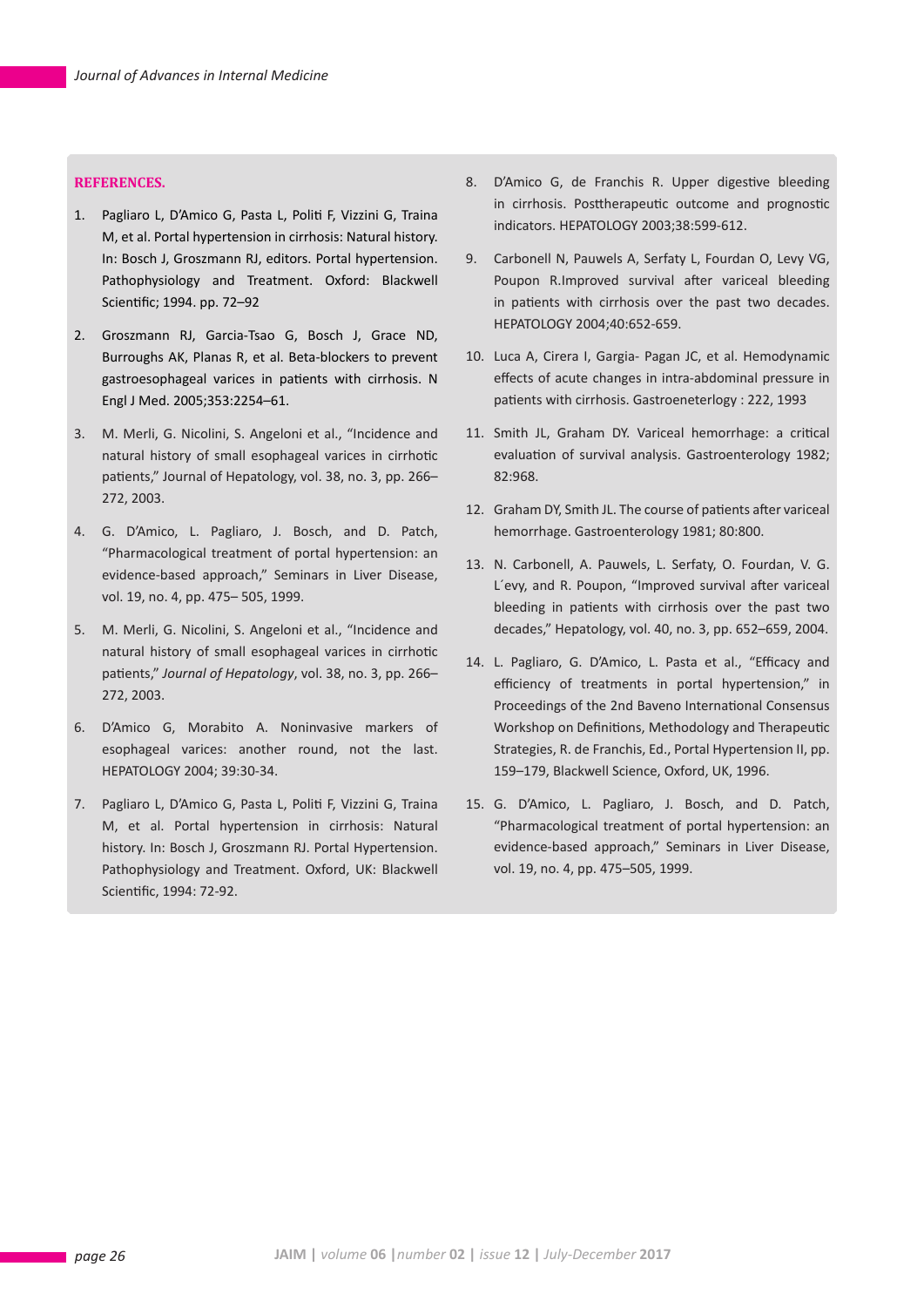**REFERENCES.**

1. Pagliaro L, D'Amico G, Pasta L, Politi F, Vizzini G, Traina M, et al. Portal hypertension in cirrhosis: Natural history. In: Bosch J, Groszmann RJ, editors. Portal hypertension. Pathophysiology and Treatment. Oxford: Blackwell Scientific; 1994. pp. 72–92

2. Groszmann RJ, Garcia-Tsao G, Bosch J, Grace ND, Burroughs AK, Planas R, et al. Beta-blockers to prevent gastroesophageal varices in patients with cirrhosis. N Engl J Med. 2005;353:2254–61.

3. M. Merli, G. Nicolini, S. Angeloni et al., "Incidence and natural history of small esophageal varices in cirrhotic patients," Journal of Hepatology, vol. 38, no. 3, pp. 266–272, 2003.

4. G. D'Amico, L. Pagliaro, J. Bosch, and D. Patch, "Pharmacological treatment of portal hypertension: an evidence-based approach," Seminars in Liver Disease, vol. 19, no. 4, pp. 475– 505, 1999.

5. M. Merli, G. Nicolini, S. Angeloni et al., "Incidence and natural history of small esophageal varices in cirrhotic patients," *Journal of Hepatology*, vol. 38, no. 3, pp. 266–272, 2003.

6. D'Amico G, Morabito A. Noninvasive markers of esophageal varices: another round, not the last. HEPATOLOGY 2004; 39:30-34.

7. Pagliaro L, D'Amico G, Pasta L, Politi F, Vizzini G, Traina M, et al. Portal hypertension in cirrhosis: Natural history. In: Bosch J, Groszmann RJ. Portal Hypertension. Pathophysiology and Treatment. Oxford, UK: Blackwell Scientific, 1994: 72-92.

8. D'Amico G, de Franchis R. Upper digestive bleeding in cirrhosis. Posttherapeutic outcome and prognostic indicators. HEPATOLOGY 2003;38:599-612.

9. Carbonell N, Pauwels A, Serfaty L, Fourdan O, Levy VG, Poupon R.Improved survival after variceal bleeding in patients with cirrhosis over the past two decades. HEPATOLOGY 2004;40:652-659.

10. Luca A, Cirera I, Gargia- Pagan JC, et al. Hemodynamic effects of acute changes in intra-abdominal pressure in patients with cirrhosis. Gastroeneterlogy : 222, 1993

11. Smith JL, Graham DY. Variceal hemorrhage: a critical evaluation of survival analysis. Gastroenterology 1982; 82:968.

12. Graham DY, Smith JL. The course of patients after variceal hemorrhage. Gastroenterology 1981; 80:800.

13. N. Carbonell, A. Pauwels, L. Serfaty, O. Fourdan, V. G. L´evy, and R. Poupon, "Improved survival after variceal bleeding in patients with cirrhosis over the past two decades," Hepatology, vol. 40, no. 3, pp. 652–659, 2004.

14. L. Pagliaro, G. D'Amico, L. Pasta et al., "Efficacy and efficiency of treatments in portal hypertension," in Proceedings of the 2nd Baveno International Consensus Workshop on Definitions, Methodology and Therapeutic Strategies, R. de Franchis, Ed., Portal Hypertension II, pp. 159–179, Blackwell Science, Oxford, UK, 1996.

15. G. D'Amico, L. Pagliaro, J. Bosch, and D. Patch, "Pharmacological treatment of portal hypertension: an evidence-based approach," Seminars in Liver Disease, vol. 19, no. 4, pp. 475–505, 1999.